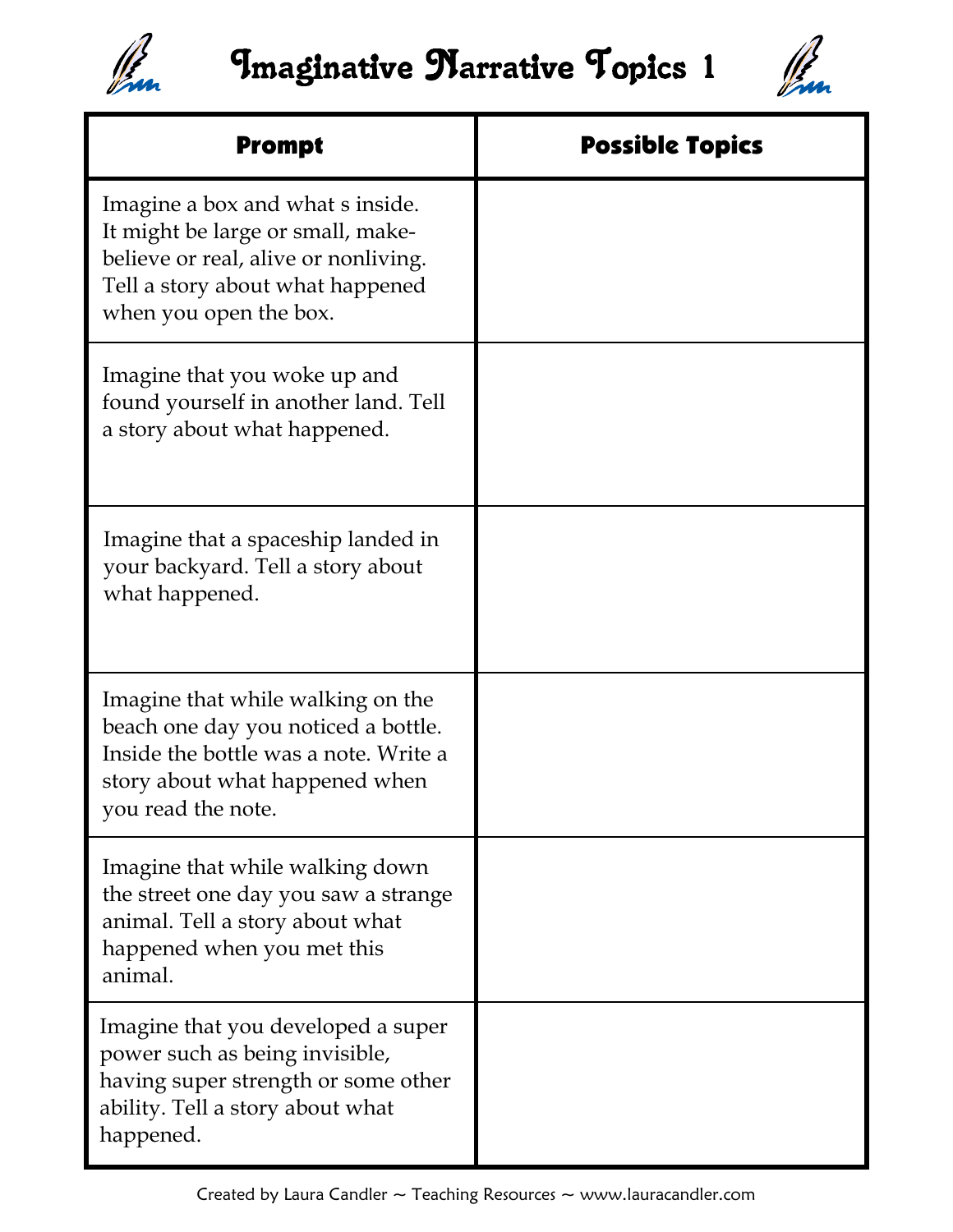# Imaginative Narrative Topics 1

| Prompt | Possible Topics |
|---|---|
| Imagine a box and what s inside. It might be large or small, make-believe or real, alive or nonliving. Tell a story about what happened when you open the box. | |
| Imagine that you woke up and found yourself in another land. Tell a story about what happened. | |
| Imagine that a spaceship landed in your backyard. Tell a story about what happened. | |
| Imagine that while walking on the beach one day you noticed a bottle. Inside the bottle was a note. Write a story about what happened when you read the note. | |
| Imagine that while walking down the street one day you saw a strange animal. Tell a story about what happened when you met this animal. | |
| Imagine that you developed a super power such as being invisible, having super strength or some other ability. Tell a story about what happened. | |

Created by Laura Candler ~ Teaching Resources ~ www.lauracandler.com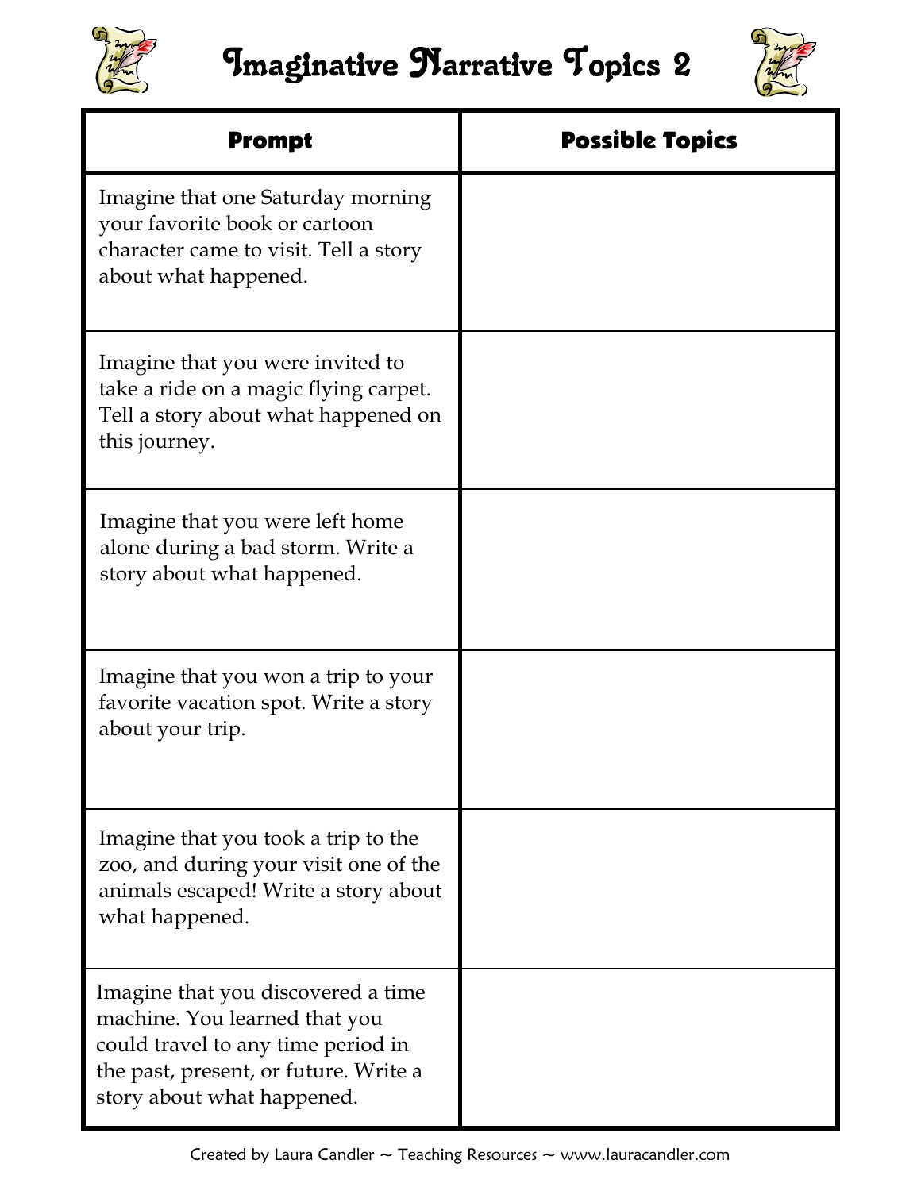# Imaginative Narrative Topics 2

| Prompt | Possible Topics |
|---|---|
| Imagine that one Saturday morning your favorite book or cartoon character came to visit. Tell a story about what happened. | |
| Imagine that you were invited to take a ride on a magic flying carpet. Tell a story about what happened on this journey. | |
| Imagine that you were left home alone during a bad storm. Write a story about what happened. | |
| Imagine that you won a trip to your favorite vacation spot. Write a story about your trip. | |
| Imagine that you took a trip to the zoo, and during your visit one of the animals escaped! Write a story about what happened. | |
| Imagine that you discovered a time machine. You learned that you could travel to any time period in the past, present, or future. Write a story about what happened. | |

Created by Laura Candler ~ Teaching Resources ~ www.lauracandler.com